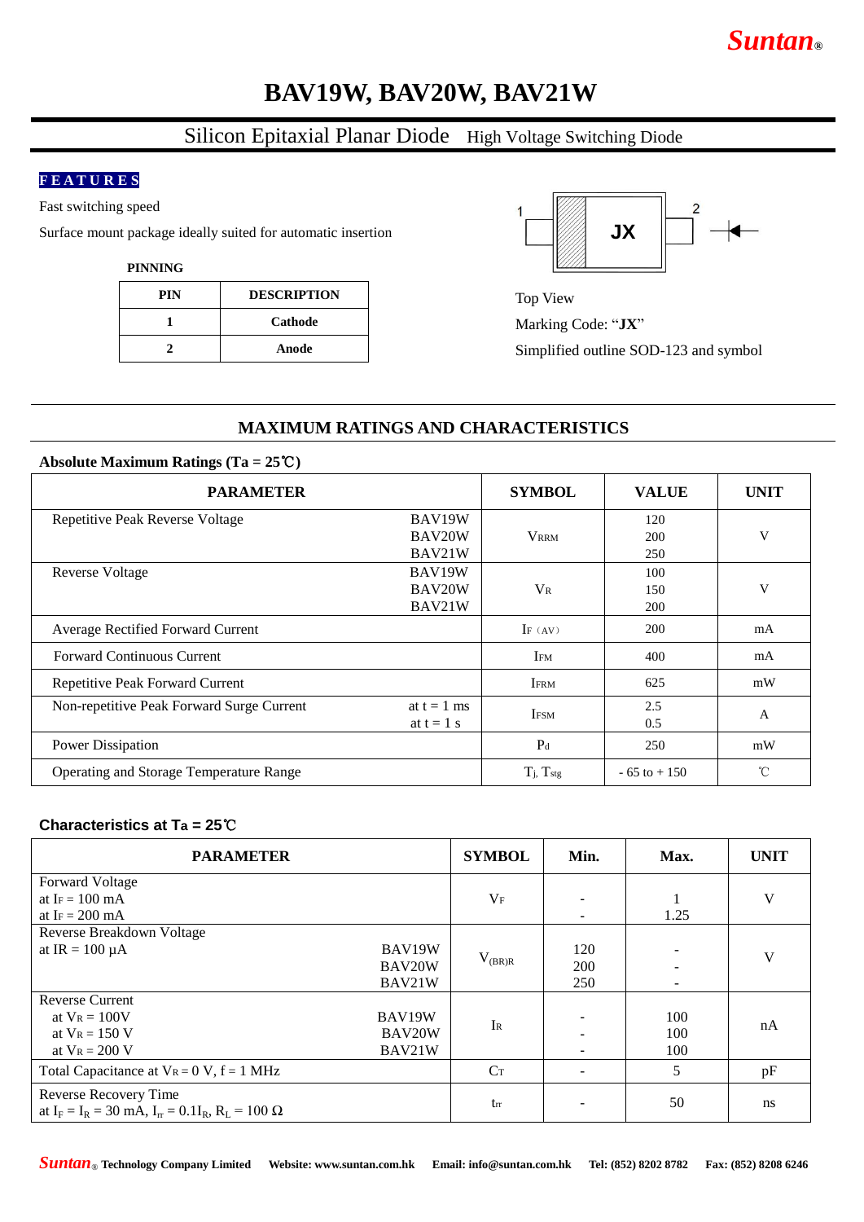Suntan®

# BAV19W, BAV20W, BAV21W

## Silicon Epitaxial Planar Diode High Voltage Switching Diode

**FEATURES**

Fast switching speed

Surface mount package ideally suited for automatic insertion

**PINNING**

| PIN | DESCRIPTION |
|---|---|
| 1 | Cathode |
| 2 | Anode |

1 JX 2

Top View

Marking Code: "**JX**"

Simplified outline SOD-123 and symbol

## MAXIMUM RATINGS AND CHARACTERISTICS

**Absolute Maximum Ratings (Ta = 25℃)**

| PARAMETER | | SYMBOL | VALUE | UNIT |
|---|---|---|---|---|
| Repetitive Peak Reverse Voltage | BAV19W<br>BAV20W<br>BAV21W | $V_{RRM}$ | 120<br>200<br>250 | V |
| Reverse Voltage | BAV19W<br>BAV20W<br>BAV21W | $V_R$ | 100<br>150<br>200 | V |
| Average Rectified Forward Current | | $I_{F(AV)}$ | 200 | mA |
| Forward Continuous Current | | $I_{FM}$ | 400 | mA |
| Repetitive Peak Forward Current | | $I_{FRM}$ | 625 | mW |
| Non-repetitive Peak Forward Surge Current | at t = 1 ms<br>at t = 1 s | $I_{FSM}$ | 2.5<br>0.5 | A |
| Power Dissipation | | $P_d$ | 250 | mW |
| Operating and Storage Temperature Range | | $T_j$, $T_{stg}$ | - 65 to + 150 | ℃ |

**Characteristics at Ta = 25℃**

| PARAMETER | | SYMBOL | Min. | Max. | UNIT |
|---|---|---|---|---|---|
| Forward Voltage<br>at $I_F$ = 100 mA<br>at $I_F$ = 200 mA | | $V_F$ | -<br>- | 1<br>1.25 | V |
| Reverse Breakdown Voltage<br>at IR = 100 µA | BAV19W<br>BAV20W<br>BAV21W | $V_{(BR)R}$ | 120<br>200<br>250 | -<br>-<br>- | V |
| Reverse Current<br>at $V_R$ = 100V<br>at $V_R$ = 150 V<br>at $V_R$ = 200 V | BAV19W<br>BAV20W<br>BAV21W | $I_R$ | -<br>-<br>- | 100<br>100<br>100 | nA |
| Total Capacitance at $V_R$ = 0 V, f = 1 MHz | | $C_T$ | - | 5 | pF |
| Reverse Recovery Time<br>at $I_F = I_R$ = 30 mA, $I_{rr} = 0.1I_R$, $R_L$ = 100 Ω | | $t_{rr}$ | - | 50 | ns |

Suntan® Technology Company Limited Website: www.suntan.com.hk Email: info@suntan.com.hk Tel: (852) 8202 8782 Fax: (852) 8208 6246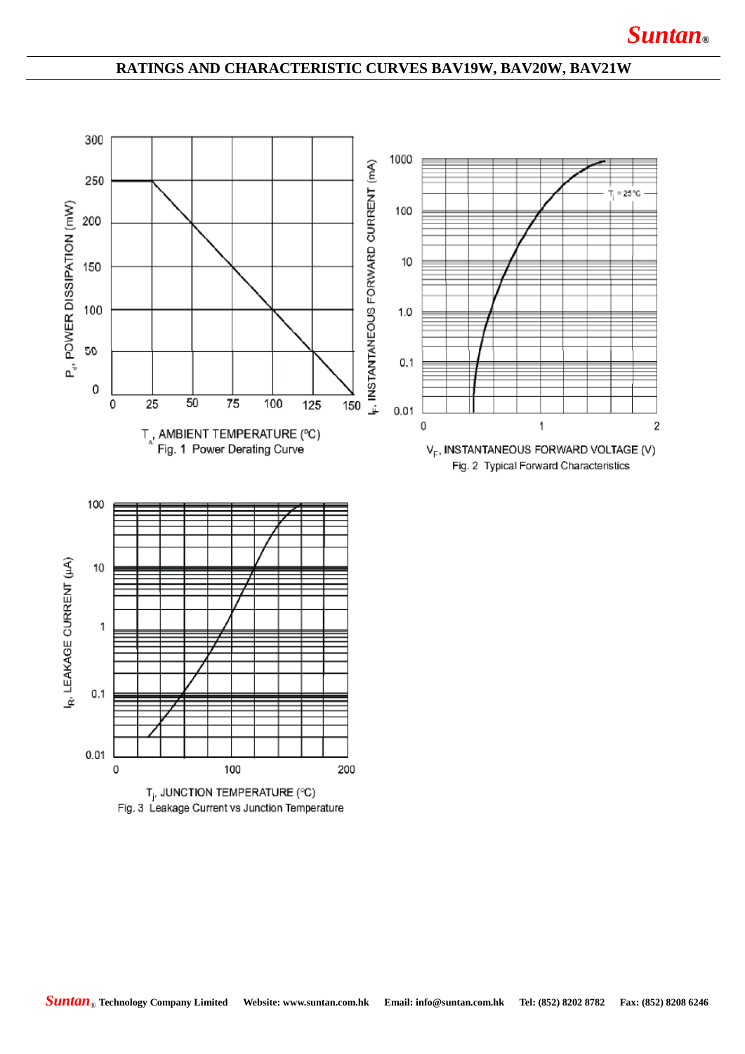## RATINGS AND CHARACTERISTIC CURVES BAV19W, BAV20W, BAV21W

$T_A$, AMBIENT TEMPERATURE (ºC)

Fig. 1 Power Derating Curve

$V_F$, INSTANTANEOUS FORWARD VOLTAGE (V)

Fig. 2 Typical Forward Characteristics

$T_j$, JUNCTION TEMPERATURE (°C)

Fig. 3 Leakage Current vs Junction Temperature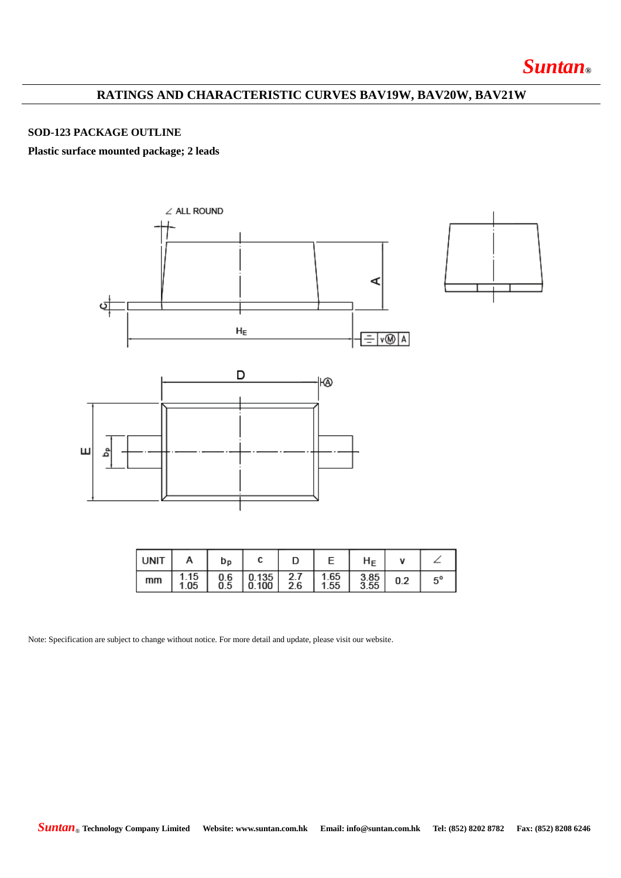## RATINGS AND CHARACTERISTIC CURVES BAV19W, BAV20W, BAV21W

**SOD-123 PACKAGE OUTLINE**

**Plastic surface mounted package; 2 leads**

∠ ALL ROUND

A

c

$H_E$

v Ⓜ A

D

Ⓐ

E

$b_p$

| UNIT | A | $b_p$ | c | D | E | $H_E$ | v | ∠ |
|---|---|---|---|---|---|---|---|---|
| mm | 1.15<br>1.05 | 0.6<br>0.5 | 0.135<br>0.100 | 2.7<br>2.6 | 1.65<br>1.55 | 3.85<br>3.55 | 0.2 | 5° |

Note: Specification are subject to change without notice. For more detail and update, please visit our website.